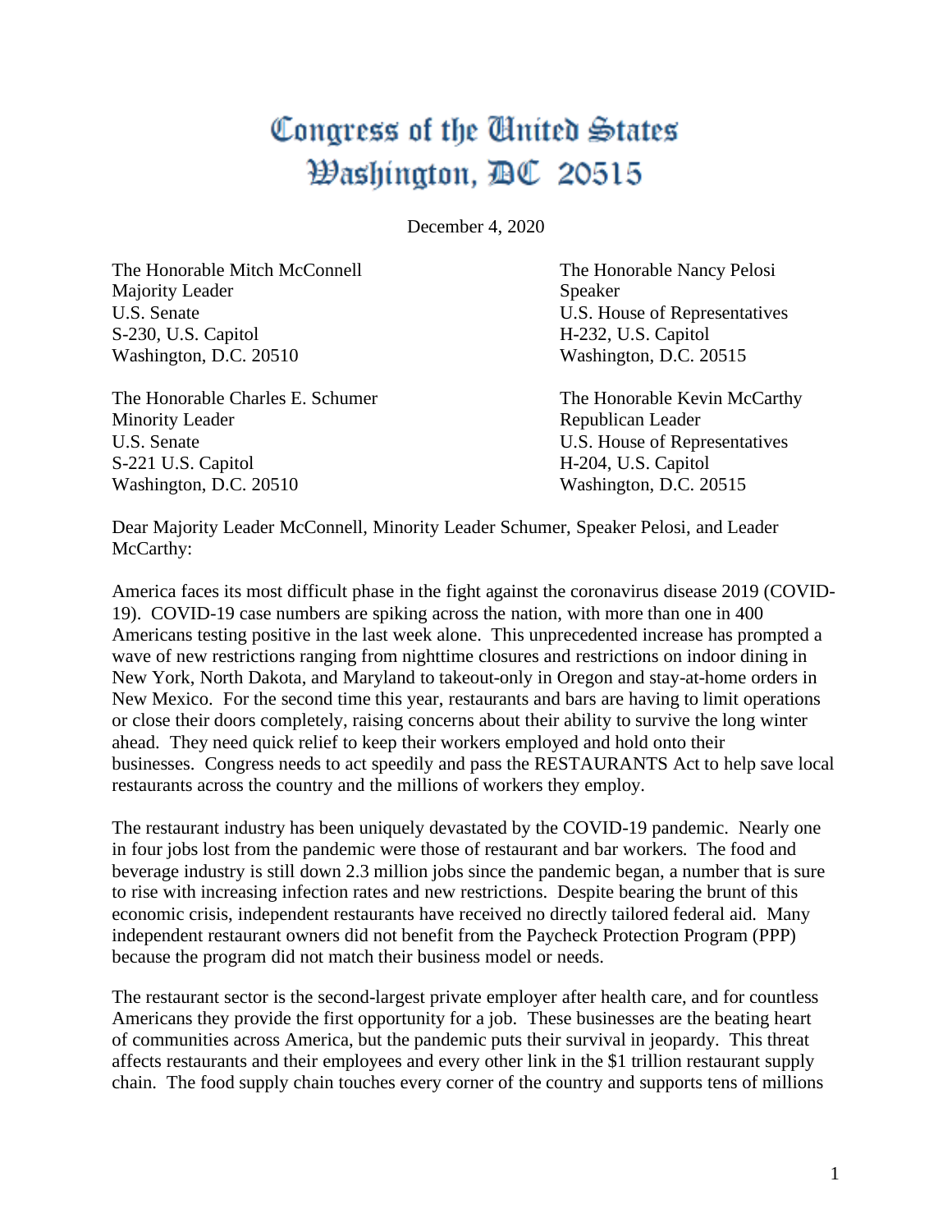# Congress of the United States
# Washington, DC 20515

December 4, 2020

The Honorable Mitch McConnell
Majority Leader
U.S. Senate
S-230, U.S. Capitol
Washington, D.C. 20510

The Honorable Nancy Pelosi
Speaker
U.S. House of Representatives
H-232, U.S. Capitol
Washington, D.C. 20515

The Honorable Charles E. Schumer
Minority Leader
U.S. Senate
S-221 U.S. Capitol
Washington, D.C. 20510

The Honorable Kevin McCarthy
Republican Leader
U.S. House of Representatives
H-204, U.S. Capitol
Washington, D.C. 20515

Dear Majority Leader McConnell, Minority Leader Schumer, Speaker Pelosi, and Leader McCarthy:

America faces its most difficult phase in the fight against the coronavirus disease 2019 (COVID-19). COVID-19 case numbers are spiking across the nation, with more than one in 400 Americans testing positive in the last week alone. This unprecedented increase has prompted a wave of new restrictions ranging from nighttime closures and restrictions on indoor dining in New York, North Dakota, and Maryland to takeout-only in Oregon and stay-at-home orders in New Mexico. For the second time this year, restaurants and bars are having to limit operations or close their doors completely, raising concerns about their ability to survive the long winter ahead. They need quick relief to keep their workers employed and hold onto their businesses. Congress needs to act speedily and pass the RESTAURANTS Act to help save local restaurants across the country and the millions of workers they employ.

The restaurant industry has been uniquely devastated by the COVID-19 pandemic. Nearly one in four jobs lost from the pandemic were those of restaurant and bar workers. The food and beverage industry is still down 2.3 million jobs since the pandemic began, a number that is sure to rise with increasing infection rates and new restrictions. Despite bearing the brunt of this economic crisis, independent restaurants have received no directly tailored federal aid. Many independent restaurant owners did not benefit from the Paycheck Protection Program (PPP) because the program did not match their business model or needs.

The restaurant sector is the second-largest private employer after health care, and for countless Americans they provide the first opportunity for a job. These businesses are the beating heart of communities across America, but the pandemic puts their survival in jeopardy. This threat affects restaurants and their employees and every other link in the $1 trillion restaurant supply chain. The food supply chain touches every corner of the country and supports tens of millions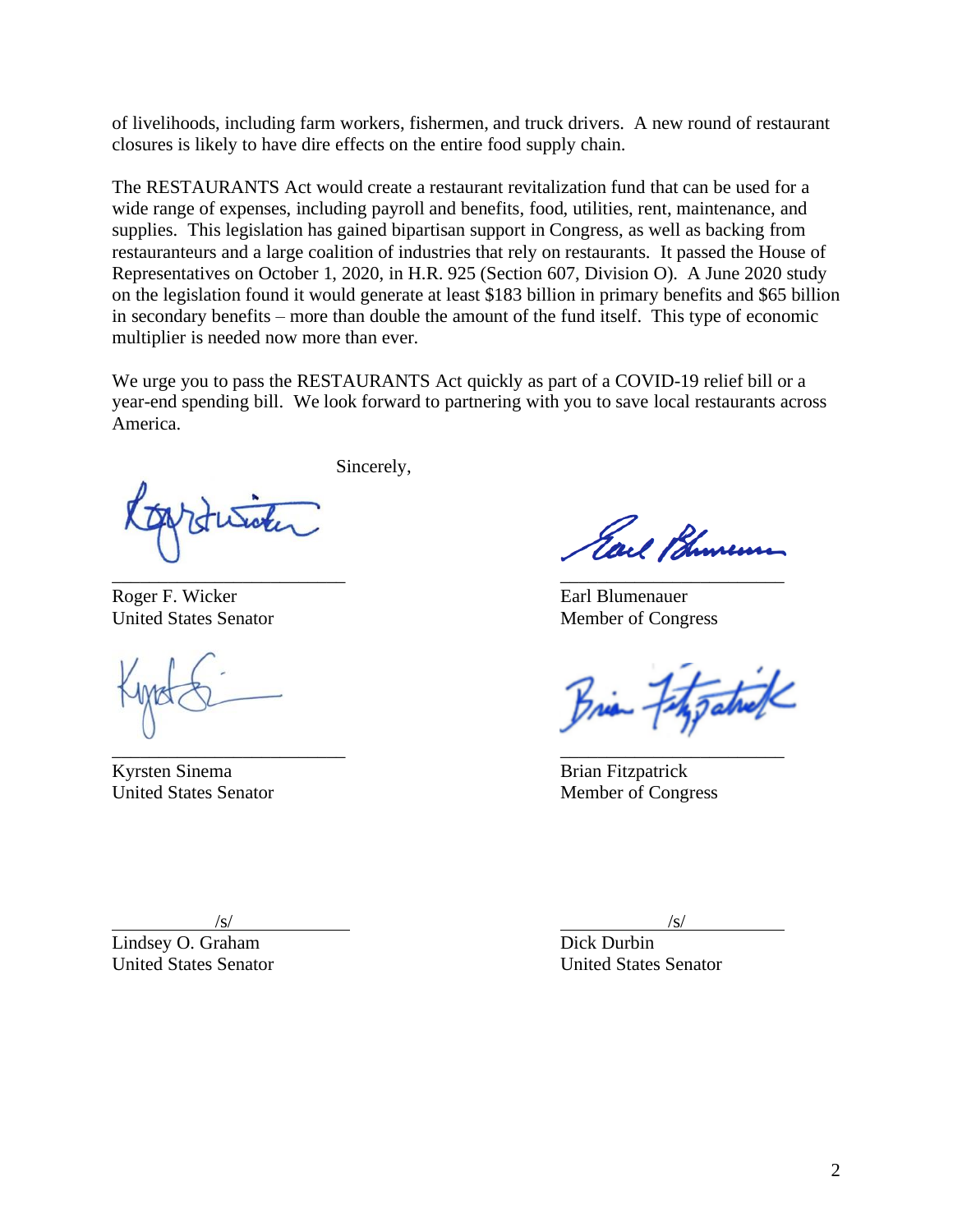of livelihoods, including farm workers, fishermen, and truck drivers. A new round of restaurant closures is likely to have dire effects on the entire food supply chain.

The RESTAURANTS Act would create a restaurant revitalization fund that can be used for a wide range of expenses, including payroll and benefits, food, utilities, rent, maintenance, and supplies. This legislation has gained bipartisan support in Congress, as well as backing from restauranteurs and a large coalition of industries that rely on restaurants. It passed the House of Representatives on October 1, 2020, in H.R. 925 (Section 607, Division O). A June 2020 study on the legislation found it would generate at least $183 billion in primary benefits and $65 billion in secondary benefits – more than double the amount of the fund itself. This type of economic multiplier is needed now more than ever.

We urge you to pass the RESTAURANTS Act quickly as part of a COVID-19 relief bill or a year-end spending bill. We look forward to partnering with you to save local restaurants across America.

Sincerely,

Roger F. Wicker
United States Senator

Earl Blumenauer
Member of Congress

Kyrsten Sinema
United States Senator

Brian Fitzpatrick
Member of Congress

/s/
Lindsey O. Graham
United States Senator

/s/
Dick Durbin
United States Senator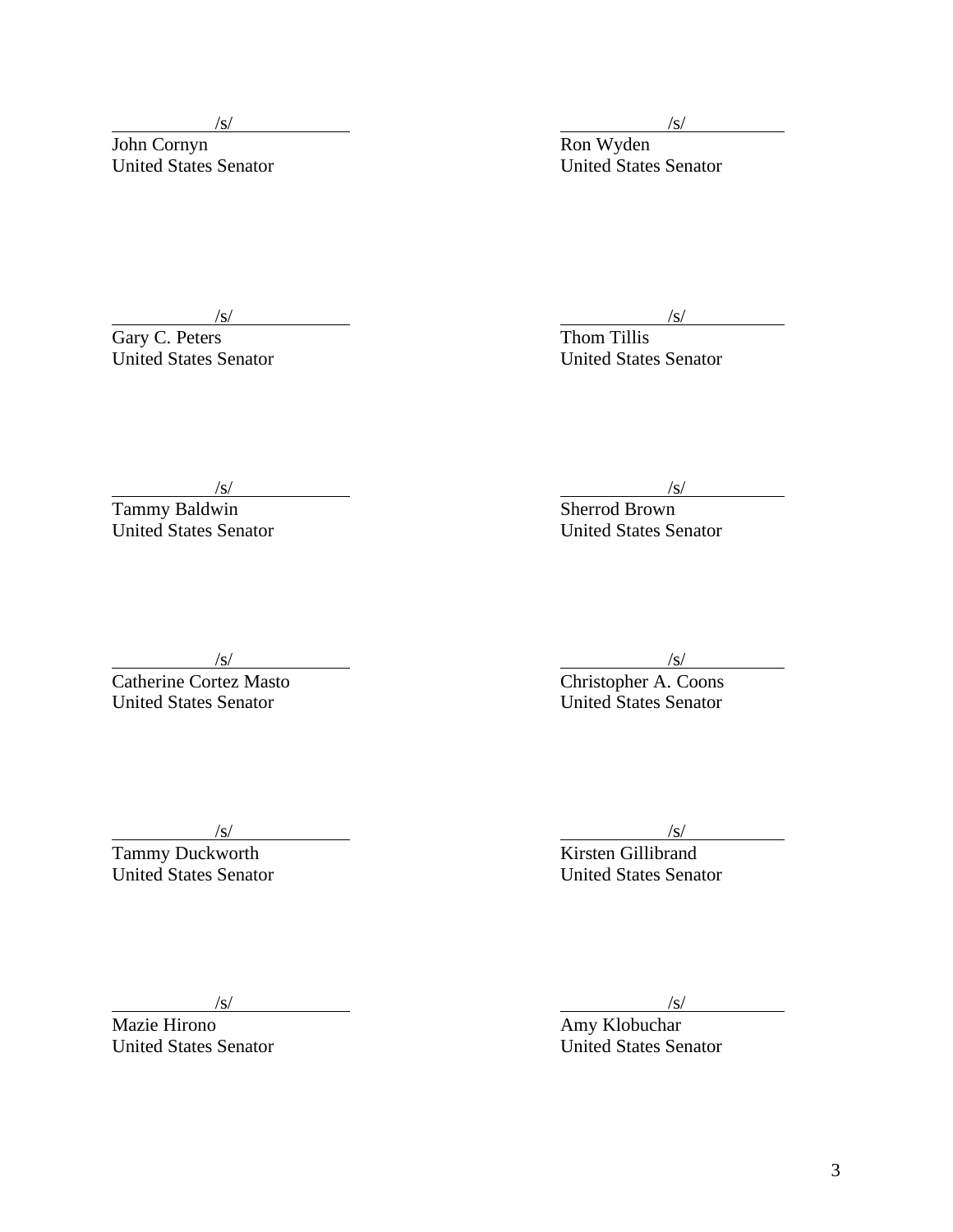/s/
John Cornyn
United States Senator

/s/
Ron Wyden
United States Senator

/s/
Gary C. Peters
United States Senator

/s/
Thom Tillis
United States Senator

/s/
Tammy Baldwin
United States Senator

/s/
Sherrod Brown
United States Senator

/s/
Catherine Cortez Masto
United States Senator

/s/
Christopher A. Coons
United States Senator

/s/
Tammy Duckworth
United States Senator

/s/
Kirsten Gillibrand
United States Senator

/s/
Mazie Hirono
United States Senator

/s/
Amy Klobuchar
United States Senator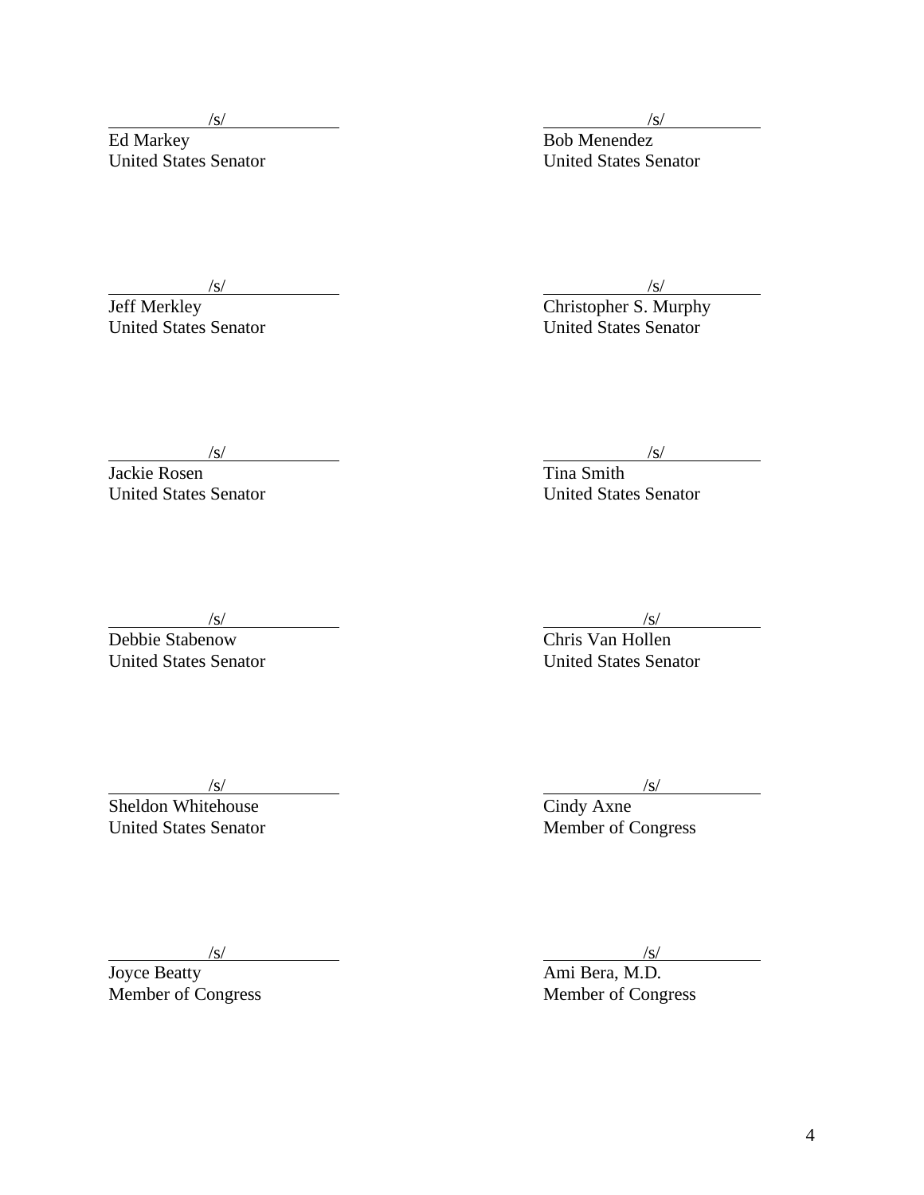/s/
Ed Markey
United States Senator

/s/
Bob Menendez
United States Senator

/s/
Jeff Merkley
United States Senator

/s/
Christopher S. Murphy
United States Senator

/s/
Jackie Rosen
United States Senator

/s/
Tina Smith
United States Senator

/s/
Debbie Stabenow
United States Senator

/s/
Chris Van Hollen
United States Senator

/s/
Sheldon Whitehouse
United States Senator

/s/
Cindy Axne
Member of Congress

/s/
Joyce Beatty
Member of Congress

/s/
Ami Bera, M.D.
Member of Congress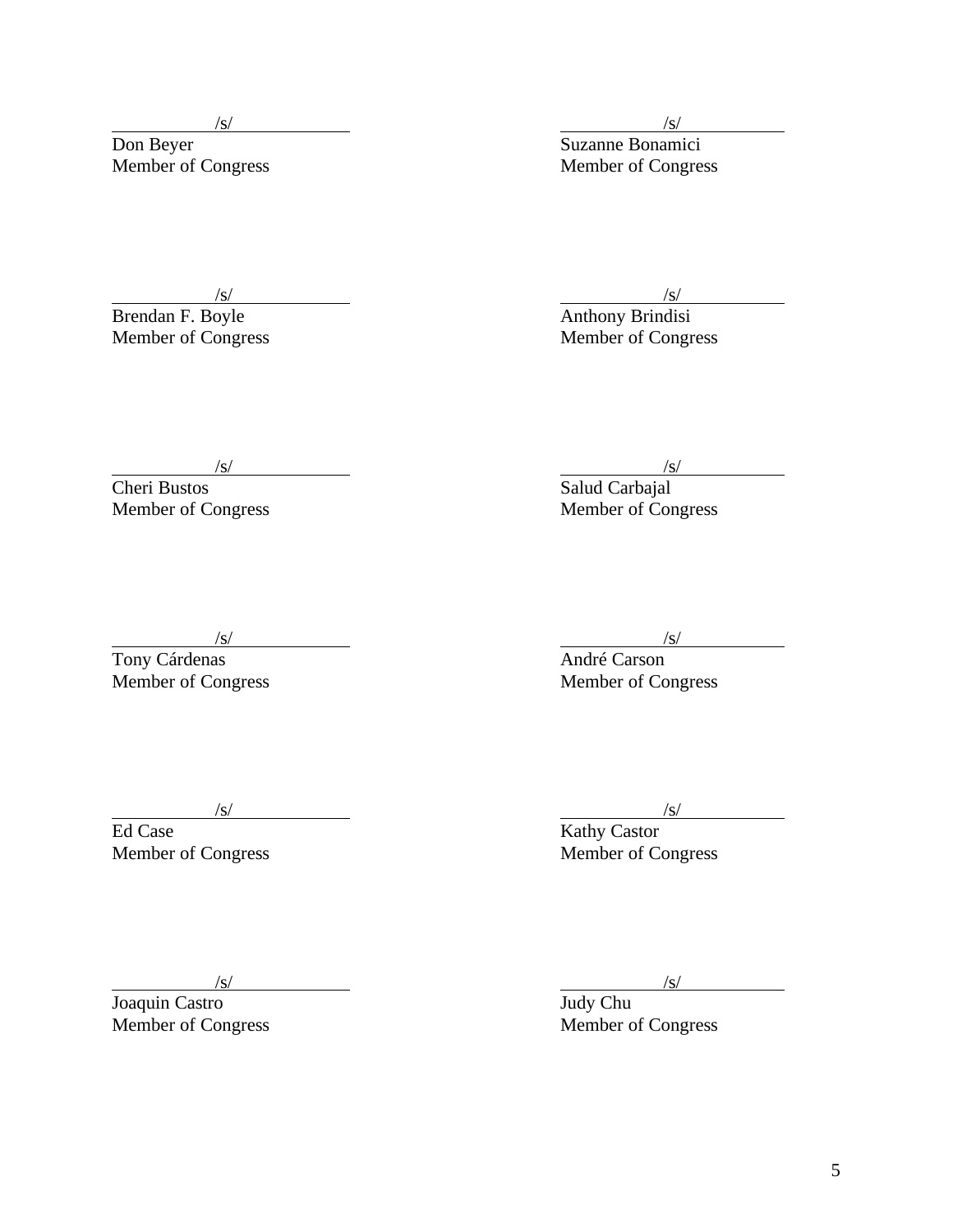/s/
Don Beyer
Member of Congress

/s/
Suzanne Bonamici
Member of Congress

/s/
Brendan F. Boyle
Member of Congress

/s/
Anthony Brindisi
Member of Congress

/s/
Cheri Bustos
Member of Congress

/s/
Salud Carbajal
Member of Congress

/s/
Tony Cárdenas
Member of Congress

/s/
André Carson
Member of Congress

/s/
Ed Case
Member of Congress

/s/
Kathy Castor
Member of Congress

/s/
Joaquin Castro
Member of Congress

/s/
Judy Chu
Member of Congress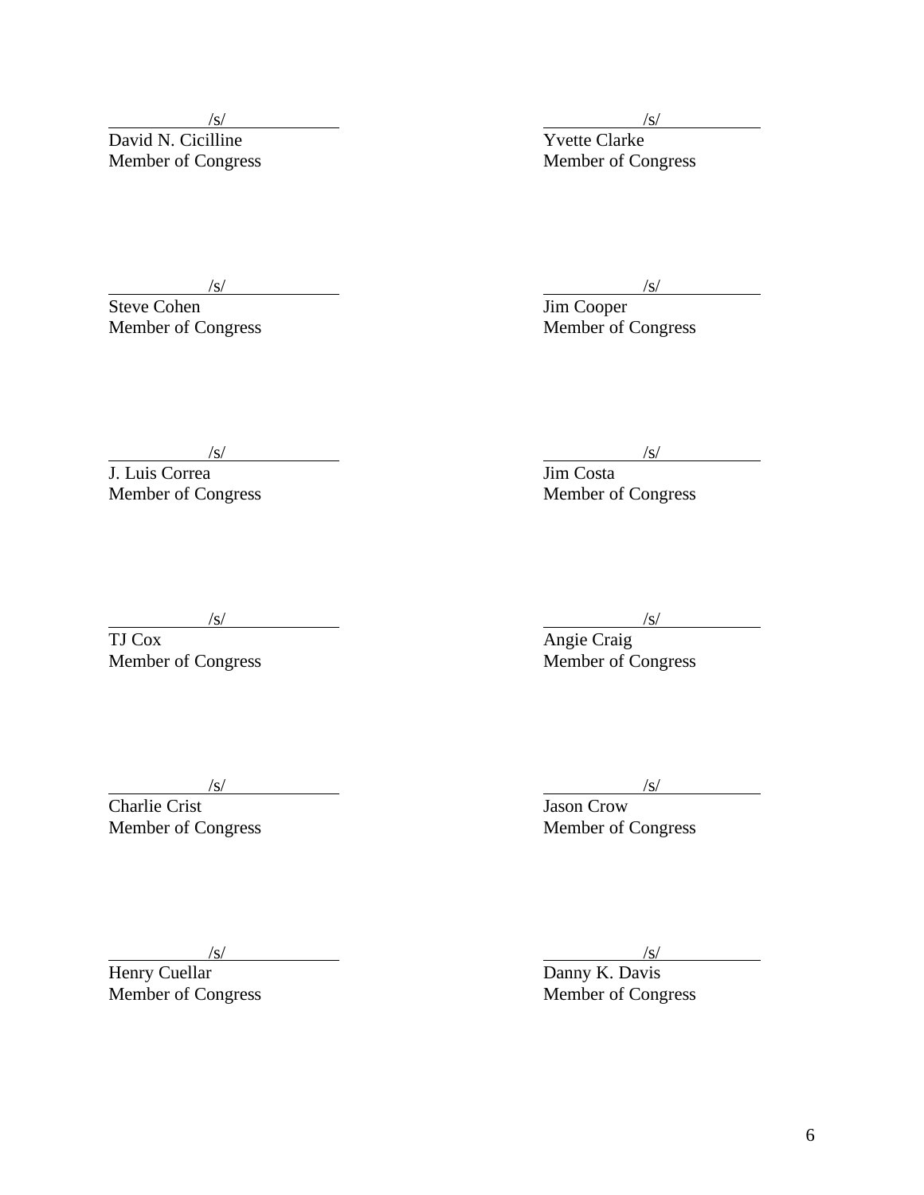/s/
David N. Cicilline
Member of Congress

/s/
Yvette Clarke
Member of Congress

/s/
Steve Cohen
Member of Congress

/s/
Jim Cooper
Member of Congress

/s/
J. Luis Correa
Member of Congress

/s/
Jim Costa
Member of Congress

/s/
TJ Cox
Member of Congress

/s/
Angie Craig
Member of Congress

/s/
Charlie Crist
Member of Congress

/s/
Jason Crow
Member of Congress

/s/
Henry Cuellar
Member of Congress

/s/
Danny K. Davis
Member of Congress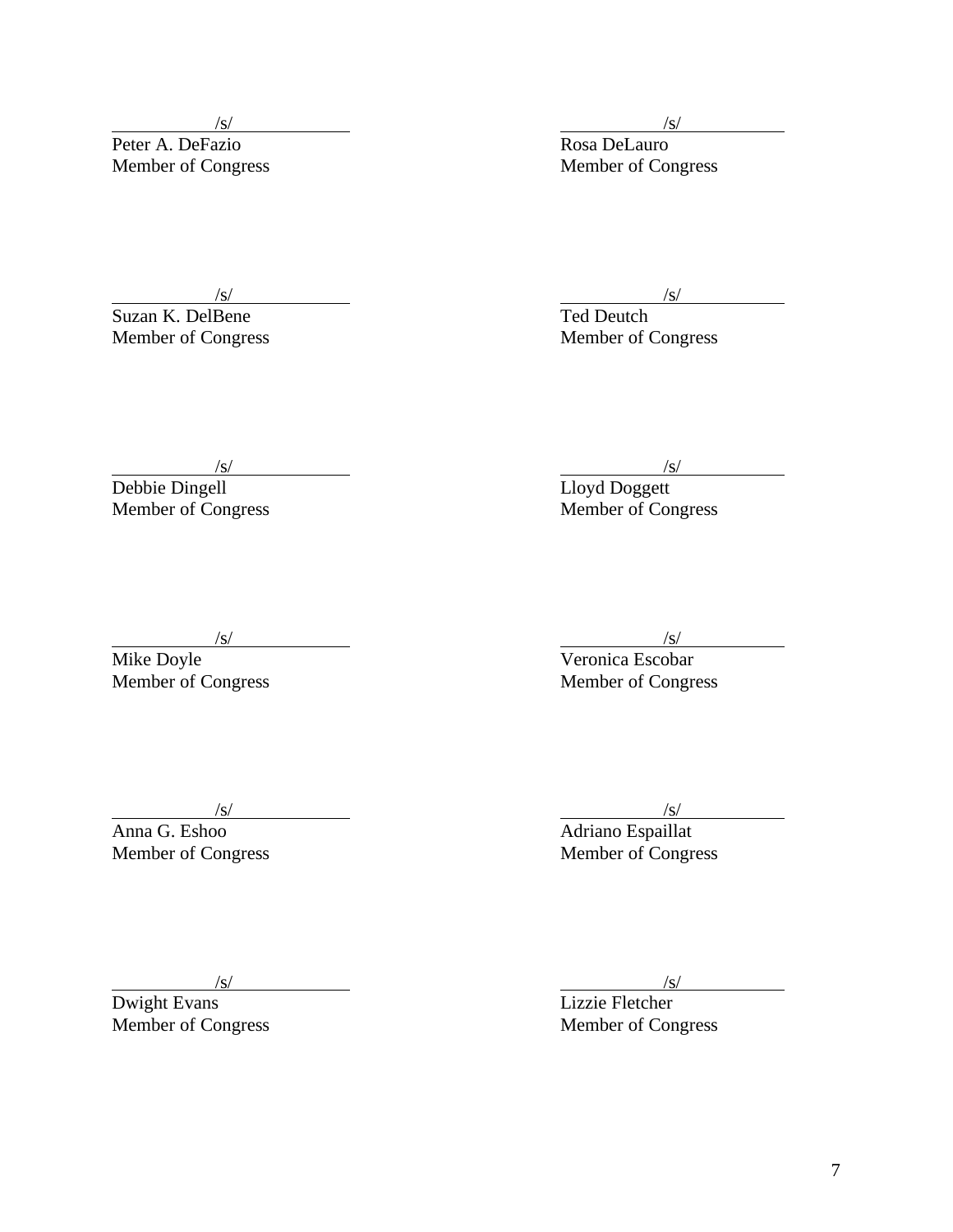/s/
Peter A. DeFazio
Member of Congress

/s/
Rosa DeLauro
Member of Congress

/s/
Suzan K. DelBene
Member of Congress

/s/
Ted Deutch
Member of Congress

/s/
Debbie Dingell
Member of Congress

/s/
Lloyd Doggett
Member of Congress

/s/
Mike Doyle
Member of Congress

/s/
Veronica Escobar
Member of Congress

/s/
Anna G. Eshoo
Member of Congress

/s/
Adriano Espaillat
Member of Congress

/s/
Dwight Evans
Member of Congress

/s/
Lizzie Fletcher
Member of Congress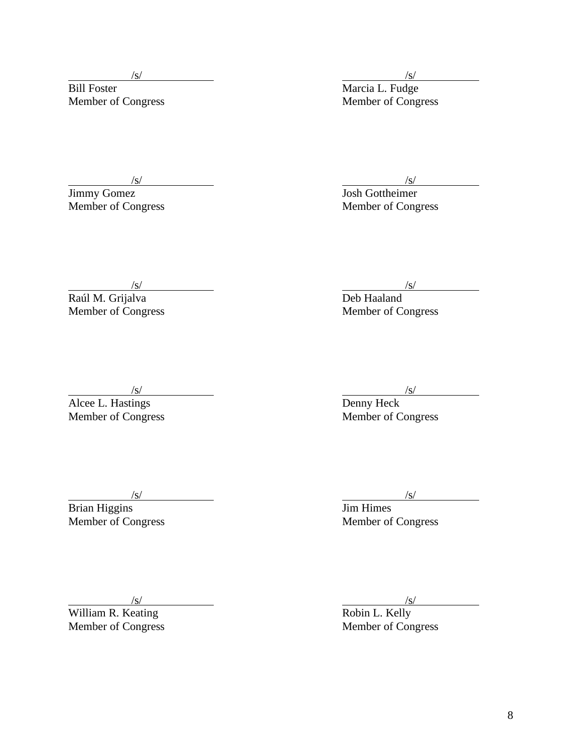/s/
Bill Foster
Member of Congress

/s/
Marcia L. Fudge
Member of Congress

/s/
Jimmy Gomez
Member of Congress

/s/
Josh Gottheimer
Member of Congress

/s/
Raúl M. Grijalva
Member of Congress

/s/
Deb Haaland
Member of Congress

/s/
Alcee L. Hastings
Member of Congress

/s/
Denny Heck
Member of Congress

/s/
Brian Higgins
Member of Congress

/s/
Jim Himes
Member of Congress

/s/
William R. Keating
Member of Congress

/s/
Robin L. Kelly
Member of Congress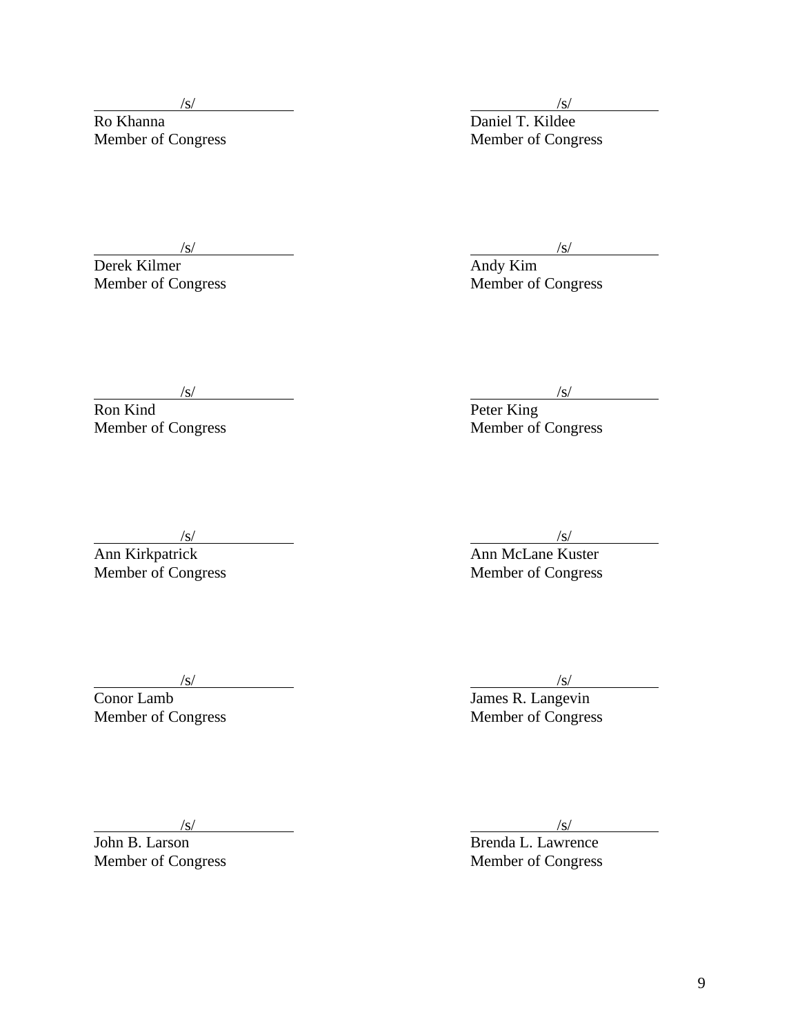/s/
Ro Khanna
Member of Congress

/s/
Daniel T. Kildee
Member of Congress

/s/
Derek Kilmer
Member of Congress

/s/
Andy Kim
Member of Congress

/s/
Ron Kind
Member of Congress

/s/
Peter King
Member of Congress

/s/
Ann Kirkpatrick
Member of Congress

/s/
Ann McLane Kuster
Member of Congress

/s/
Conor Lamb
Member of Congress

/s/
James R. Langevin
Member of Congress

/s/
John B. Larson
Member of Congress

/s/
Brenda L. Lawrence
Member of Congress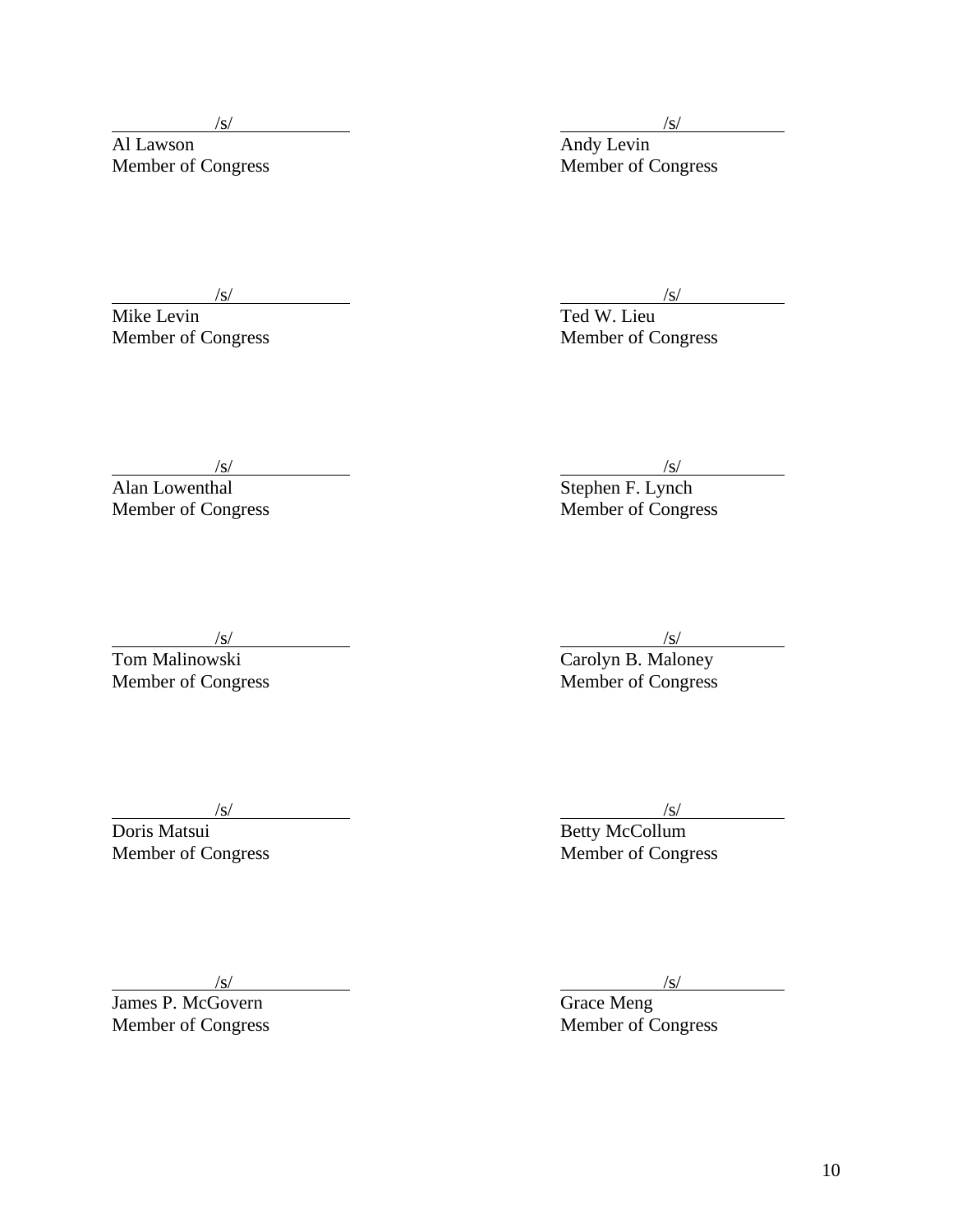/s/
Al Lawson
Member of Congress

/s/
Andy Levin
Member of Congress

/s/
Mike Levin
Member of Congress

/s/
Ted W. Lieu
Member of Congress

/s/
Alan Lowenthal
Member of Congress

/s/
Stephen F. Lynch
Member of Congress

/s/
Tom Malinowski
Member of Congress

/s/
Carolyn B. Maloney
Member of Congress

/s/
Doris Matsui
Member of Congress

/s/
Betty McCollum
Member of Congress

/s/
James P. McGovern
Member of Congress

/s/
Grace Meng
Member of Congress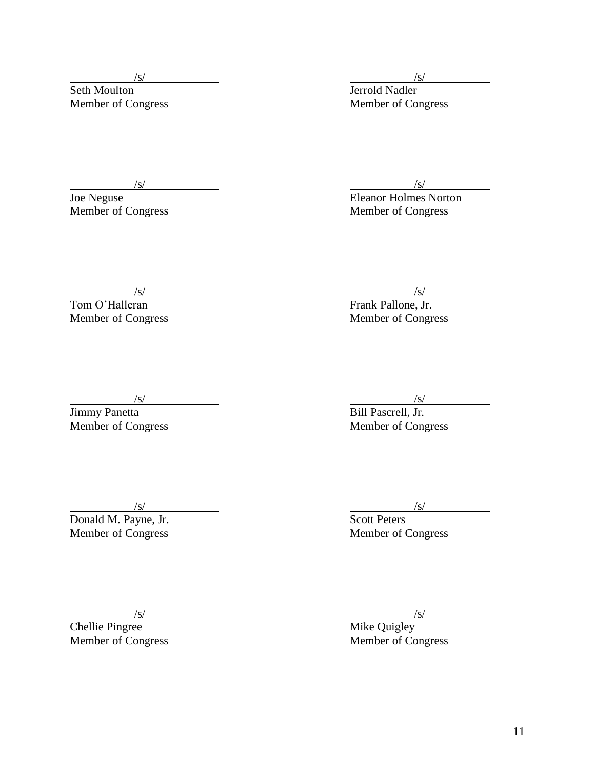/s/
Seth Moulton
Member of Congress

/s/
Jerrold Nadler
Member of Congress

/s/
Joe Neguse
Member of Congress

/s/
Eleanor Holmes Norton
Member of Congress

/s/
Tom O'Halleran
Member of Congress

/s/
Frank Pallone, Jr.
Member of Congress

/s/
Jimmy Panetta
Member of Congress

/s/
Bill Pascrell, Jr.
Member of Congress

/s/
Donald M. Payne, Jr.
Member of Congress

/s/
Scott Peters
Member of Congress

/s/
Chellie Pingree
Member of Congress

/s/
Mike Quigley
Member of Congress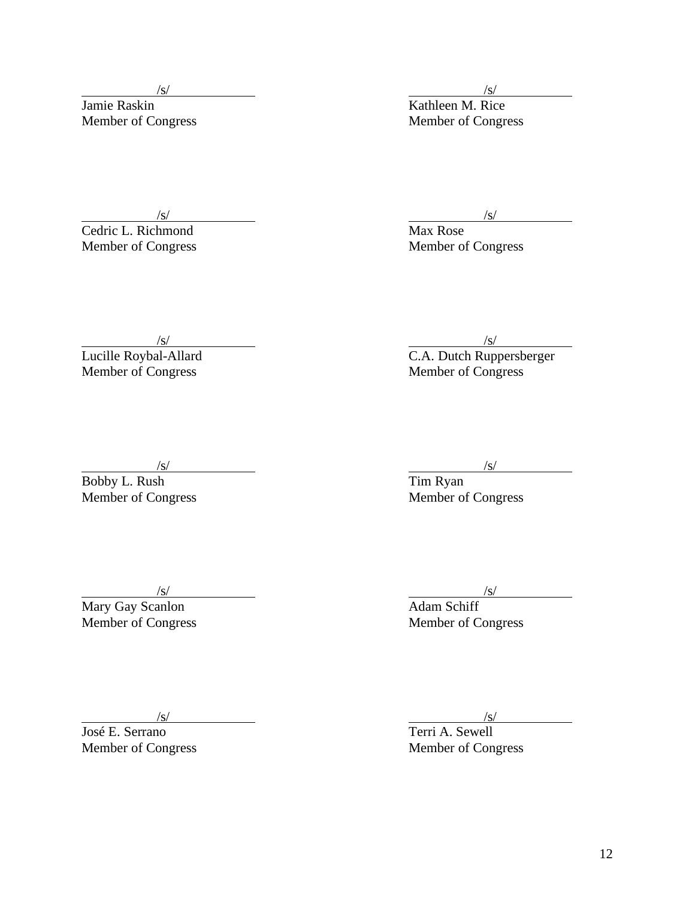/s/
Jamie Raskin
Member of Congress

/s/
Kathleen M. Rice
Member of Congress

/s/
Cedric L. Richmond
Member of Congress

/s/
Max Rose
Member of Congress

/s/
Lucille Roybal-Allard
Member of Congress

/s/
C.A. Dutch Ruppersberger
Member of Congress

/s/
Bobby L. Rush
Member of Congress

/s/
Tim Ryan
Member of Congress

/s/
Mary Gay Scanlon
Member of Congress

/s/
Adam Schiff
Member of Congress

/s/
José E. Serrano
Member of Congress

/s/
Terri A. Sewell
Member of Congress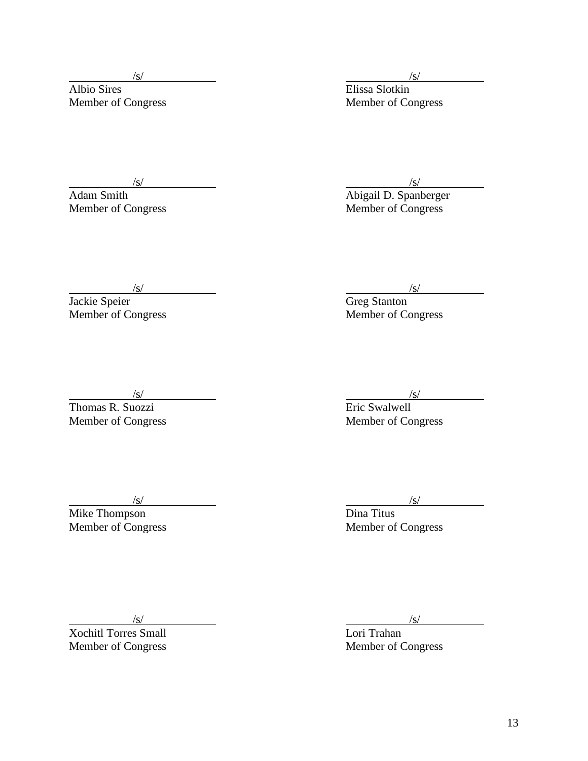/s/
Albio Sires
Member of Congress

/s/
Elissa Slotkin
Member of Congress

/s/
Adam Smith
Member of Congress

/s/
Abigail D. Spanberger
Member of Congress

/s/
Jackie Speier
Member of Congress

/s/
Greg Stanton
Member of Congress

/s/
Thomas R. Suozzi
Member of Congress

/s/
Eric Swalwell
Member of Congress

/s/
Mike Thompson
Member of Congress

/s/
Dina Titus
Member of Congress

/s/
Xochitl Torres Small
Member of Congress

/s/
Lori Trahan
Member of Congress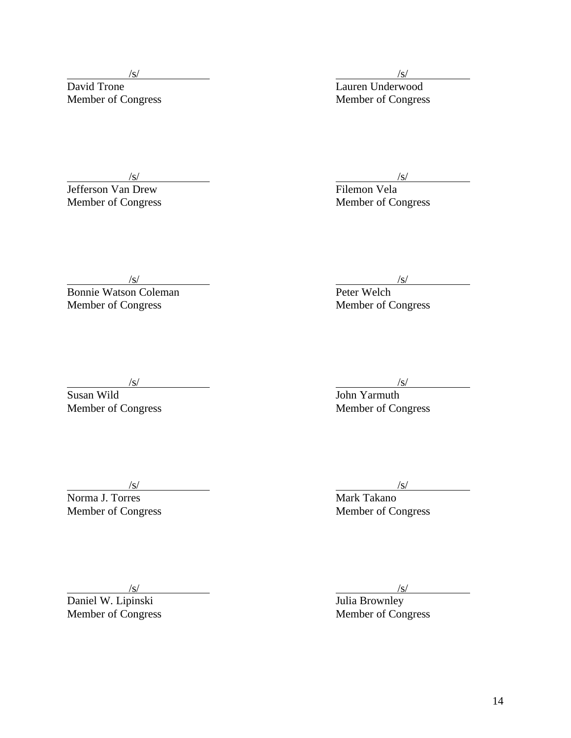/s/
David Trone
Member of Congress

/s/
Lauren Underwood
Member of Congress

/s/
Jefferson Van Drew
Member of Congress

/s/
Filemon Vela
Member of Congress

/s/
Bonnie Watson Coleman
Member of Congress

/s/
Peter Welch
Member of Congress

/s/
Susan Wild
Member of Congress

/s/
John Yarmuth
Member of Congress

/s/
Norma J. Torres
Member of Congress

/s/
Mark Takano
Member of Congress

/s/
Daniel W. Lipinski
Member of Congress

/s/
Julia Brownley
Member of Congress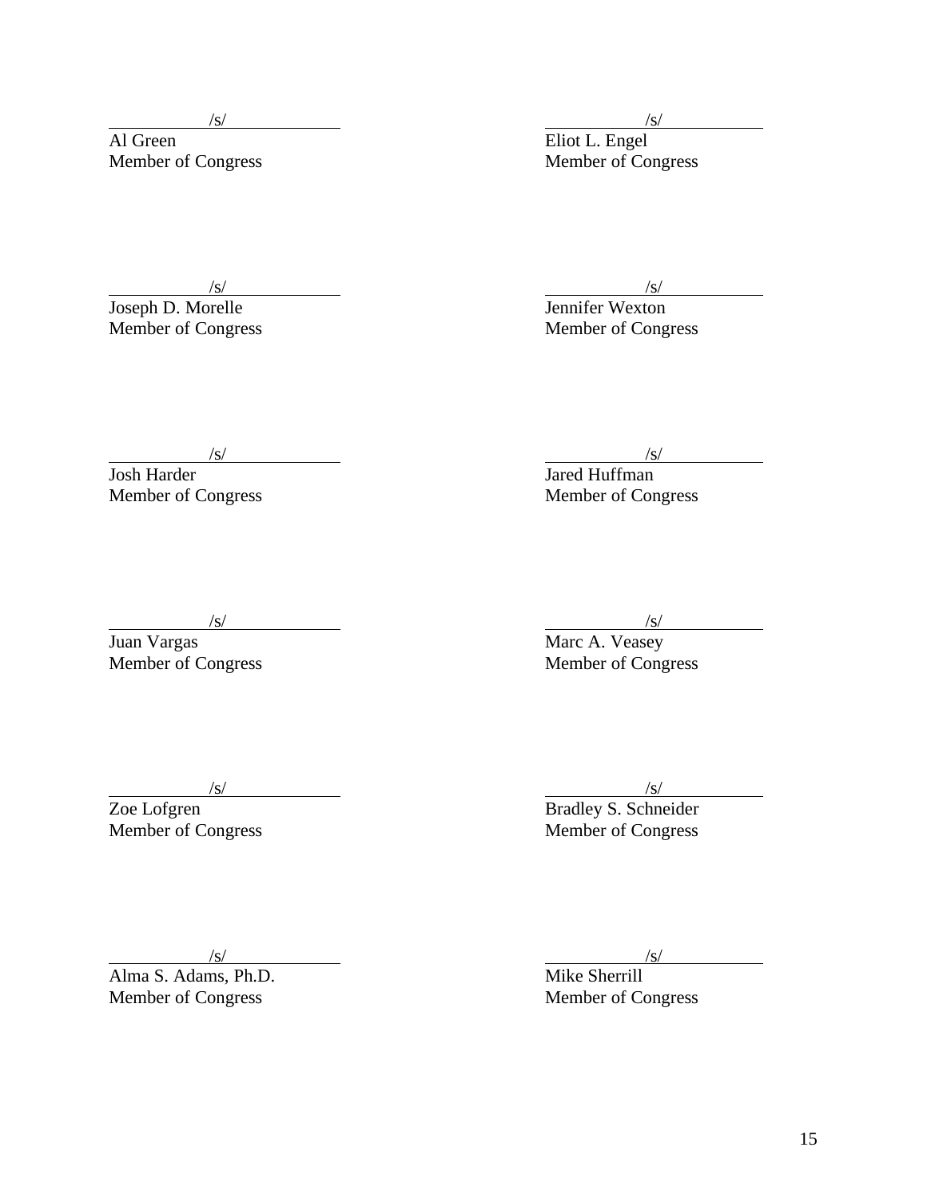/s/
Al Green
Member of Congress

/s/
Eliot L. Engel
Member of Congress

/s/
Joseph D. Morelle
Member of Congress

/s/
Jennifer Wexton
Member of Congress

/s/
Josh Harder
Member of Congress

/s/
Jared Huffman
Member of Congress

/s/
Juan Vargas
Member of Congress

/s/
Marc A. Veasey
Member of Congress

/s/
Zoe Lofgren
Member of Congress

/s/
Bradley S. Schneider
Member of Congress

/s/
Alma S. Adams, Ph.D.
Member of Congress

/s/
Mike Sherrill
Member of Congress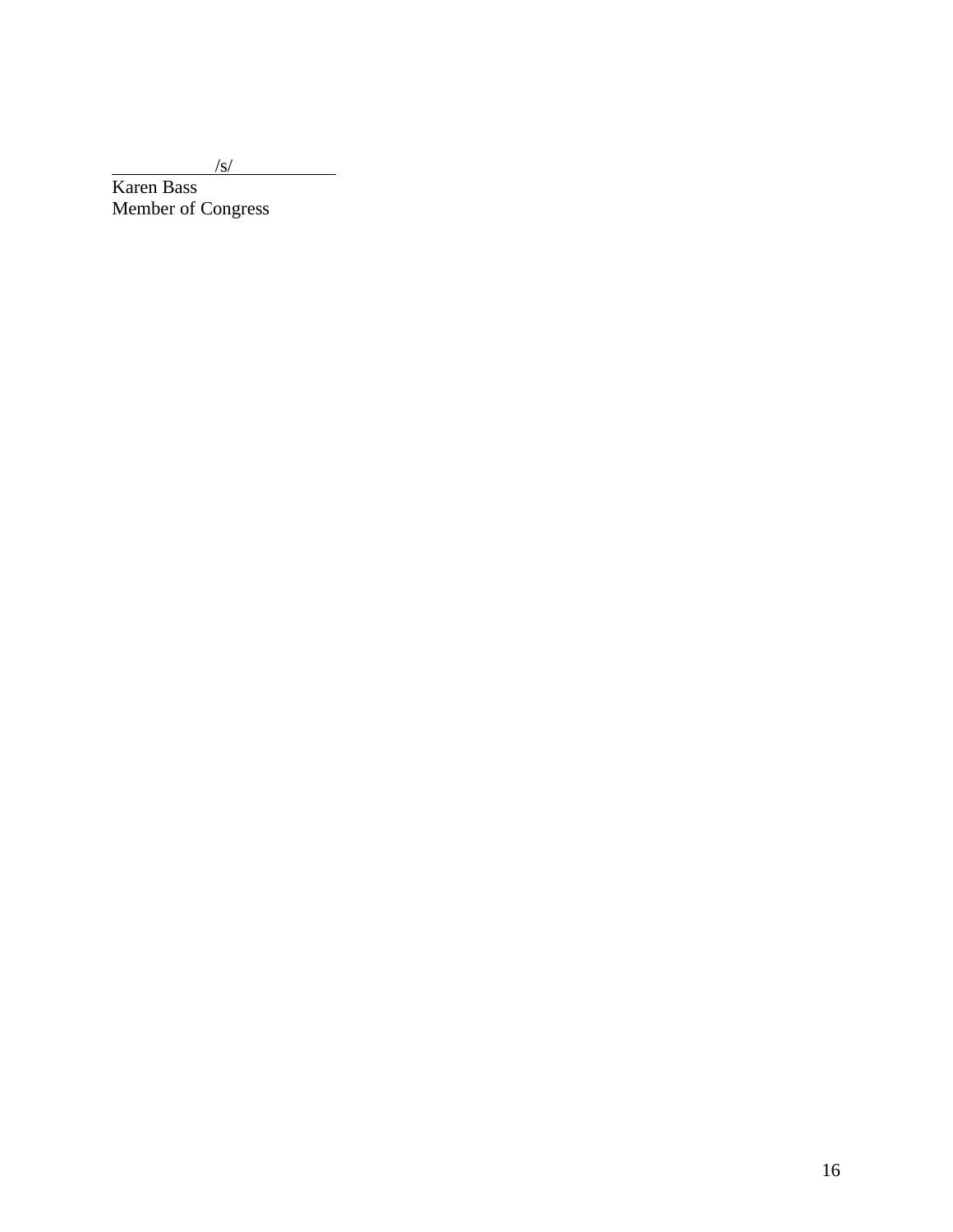/s/

Karen Bass
Member of Congress